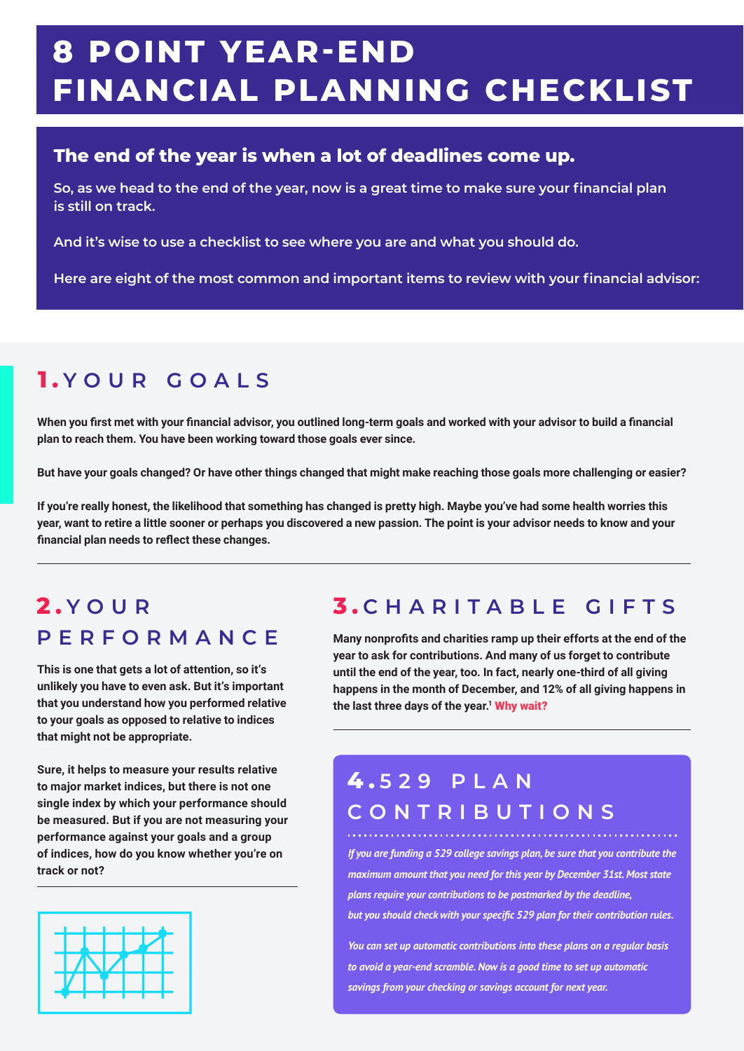# 8 POINT YEAR-END FINANCIAL PLANNING CHECKLIST

**The end of the year is when a lot of deadlines come up.**

So, as we head to the end of the year, now is a great time to make sure your financial plan is still on track.

And it's wise to use a checklist to see where you are and what you should do.

Here are eight of the most common and important items to review with your financial advisor:

## 1. YOUR GOALS

When you first met with your financial advisor, you outlined long-term goals and worked with your advisor to build a financial plan to reach them. You have been working toward those goals ever since.

But have your goals changed? Or have other things changed that might make reaching those goals more challenging or easier?

If you're really honest, the likelihood that something has changed is pretty high. Maybe you've had some health worries this year, want to retire a little sooner or perhaps you discovered a new passion. The point is your advisor needs to know and your financial plan needs to reflect these changes.

## 2. YOUR PERFORMANCE

This is one that gets a lot of attention, so it's unlikely you have to even ask. But it's important that you understand how you performed relative to your goals as opposed to relative to indices that might not be appropriate.

Sure, it helps to measure your results relative to major market indices, but there is not one single index by which your performance should be measured. But if you are not measuring your performance against your goals and a group of indices, how do you know whether you're on track or not?

## 3. CHARITABLE GIFTS

Many nonprofits and charities ramp up their efforts at the end of the year to ask for contributions. And many of us forget to contribute until the end of the year, too. In fact, nearly one-third of all giving happens in the month of December, and 12% of all giving happens in the last three days of the year.[1] **Why wait?**

## 4. 529 PLAN CONTRIBUTIONS

*If you are funding a 529 college savings plan, be sure that you contribute the maximum amount that you need for this year by December 31st. Most state plans require your contributions to be postmarked by the deadline, but you should check with your specific 529 plan for their contribution rules.*

*You can set up automatic contributions into these plans on a regular basis to avoid a year-end scramble. Now is a good time to set up automatic savings from your checking or savings account for next year.*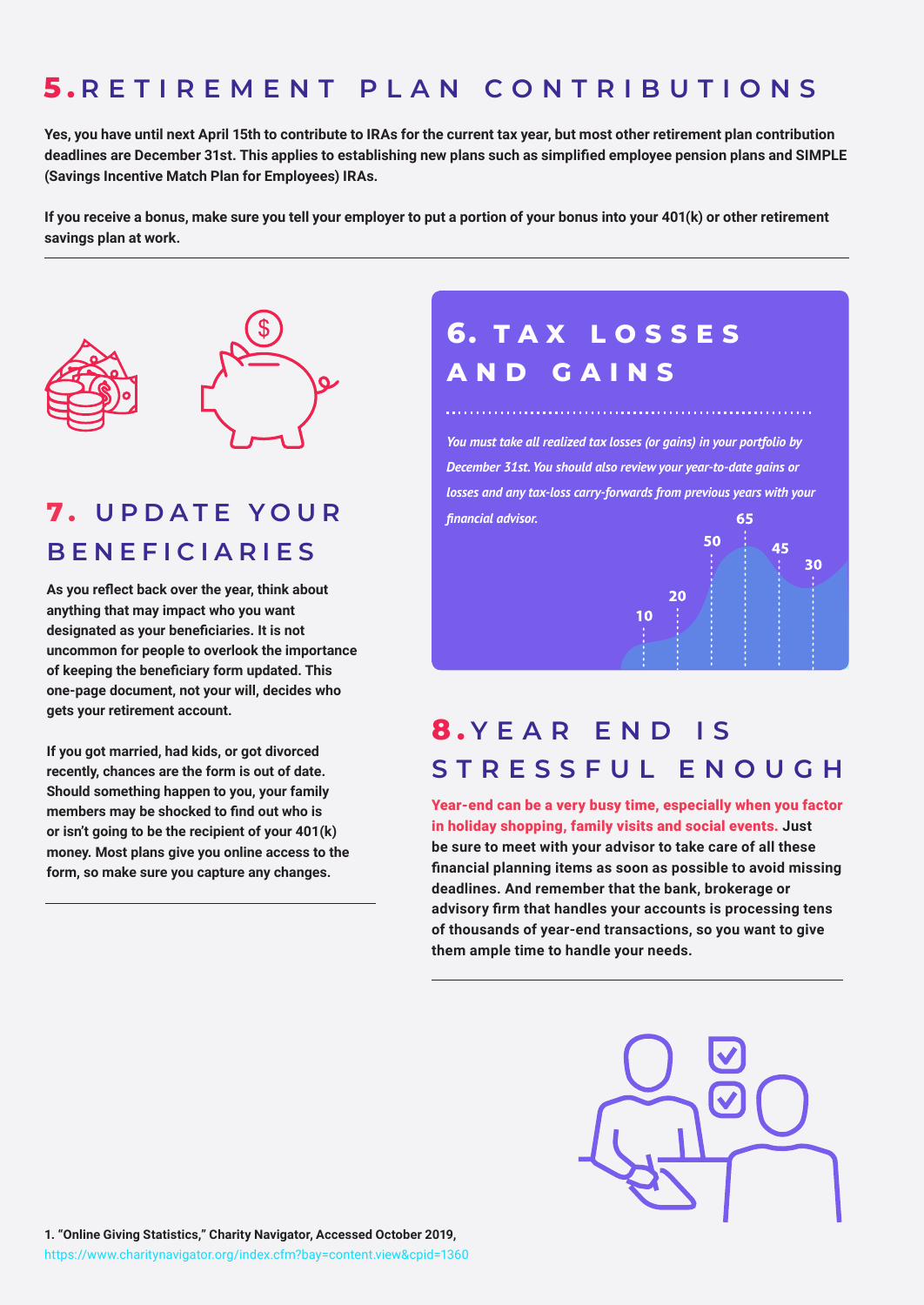## 5. RETIREMENT PLAN CONTRIBUTIONS

**Yes, you have until next April 15th to contribute to IRAs for the current tax year, but most other retirement plan contribution deadlines are December 31st. This applies to establishing new plans such as simplified employee pension plans and SIMPLE (Savings Incentive Match Plan for Employees) IRAs.**

**If you receive a bonus, make sure you tell your employer to put a portion of your bonus into your 401(k) or other retirement savings plan at work.**

## 6. TAX LOSSES AND GAINS

*You must take all realized tax losses (or gains) in your portfolio by December 31st. You should also review your year-to-date gains or losses and any tax-loss carry-forwards from previous years with your financial advisor.*

10
20
50
65
45
30

## 7. UPDATE YOUR BENEFICIARIES

**As you reflect back over the year, think about anything that may impact who you want designated as your beneficiaries. It is not uncommon for people to overlook the importance of keeping the beneficiary form updated. This one-page document, not your will, decides who gets your retirement account.**

**If you got married, had kids, or got divorced recently, chances are the form is out of date. Should something happen to you, your family members may be shocked to find out who is or isn't going to be the recipient of your 401(k) money. Most plans give you online access to the form, so make sure you capture any changes.**

## 8. YEAR END IS STRESSFUL ENOUGH

**Year-end can be a very busy time, especially when you factor in holiday shopping, family visits and social events. Just be sure to meet with your advisor to take care of all these financial planning items as soon as possible to avoid missing deadlines. And remember that the bank, brokerage or advisory firm that handles your accounts is processing tens of thousands of year-end transactions, so you want to give them ample time to handle your needs.**

**1. "Online Giving Statistics," Charity Navigator, Accessed October 2019,**
https://www.charitynavigator.org/index.cfm?bay=content.view&cpid=1360